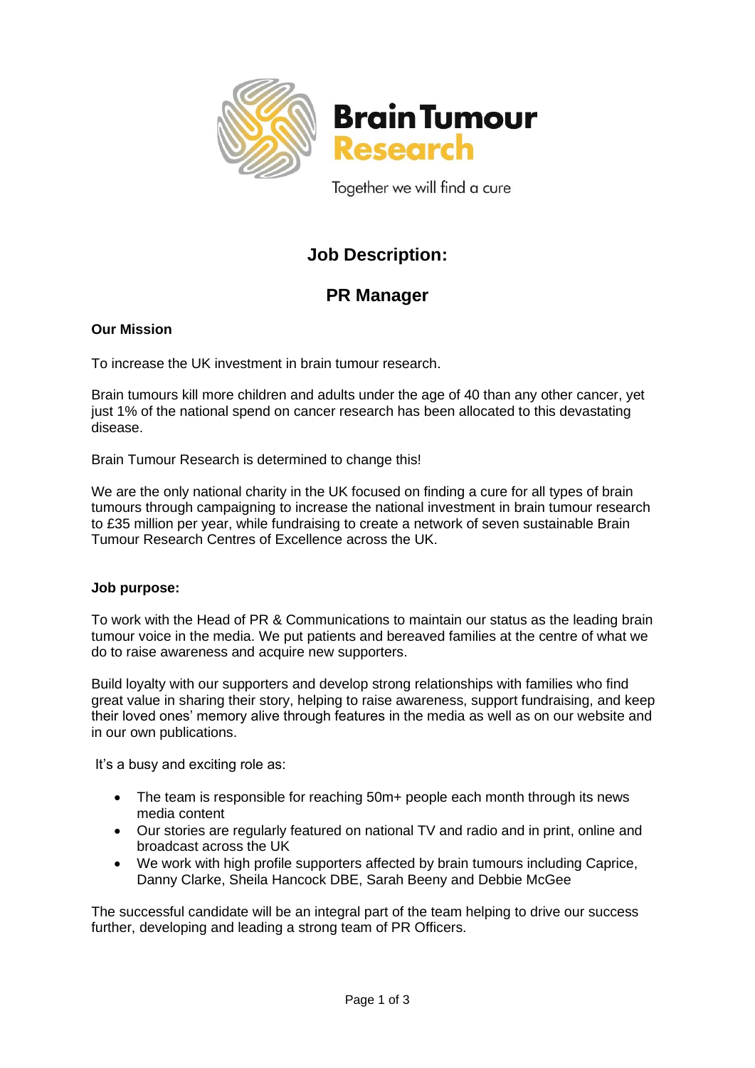Brain Tumour Research

Together we will find a cure

# Job Description:

# PR Manager

**Our Mission**

To increase the UK investment in brain tumour research.

Brain tumours kill more children and adults under the age of 40 than any other cancer, yet just 1% of the national spend on cancer research has been allocated to this devastating disease.

Brain Tumour Research is determined to change this!

We are the only national charity in the UK focused on finding a cure for all types of brain tumours through campaigning to increase the national investment in brain tumour research to £35 million per year, while fundraising to create a network of seven sustainable Brain Tumour Research Centres of Excellence across the UK.

**Job purpose:**

To work with the Head of PR & Communications to maintain our status as the leading brain tumour voice in the media. We put patients and bereaved families at the centre of what we do to raise awareness and acquire new supporters.

Build loyalty with our supporters and develop strong relationships with families who find great value in sharing their story, helping to raise awareness, support fundraising, and keep their loved ones' memory alive through features in the media as well as on our website and in our own publications.

It's a busy and exciting role as:

- The team is responsible for reaching 50m+ people each month through its news media content
- Our stories are regularly featured on national TV and radio and in print, online and broadcast across the UK
- We work with high profile supporters affected by brain tumours including Caprice, Danny Clarke, Sheila Hancock DBE, Sarah Beeny and Debbie McGee

The successful candidate will be an integral part of the team helping to drive our success further, developing and leading a strong team of PR Officers.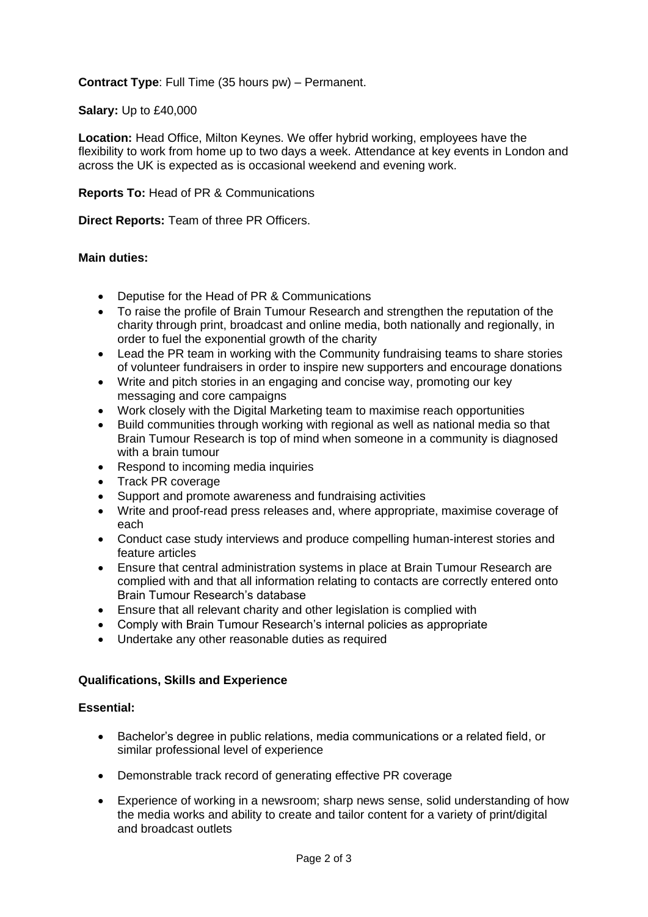**Contract Type**: Full Time (35 hours pw) – Permanent.

**Salary:** Up to £40,000

**Location:** Head Office, Milton Keynes. We offer hybrid working, employees have the flexibility to work from home up to two days a week. Attendance at key events in London and across the UK is expected as is occasional weekend and evening work.

**Reports To:** Head of PR & Communications

**Direct Reports:** Team of three PR Officers.

**Main duties:**

- Deputise for the Head of PR & Communications
- To raise the profile of Brain Tumour Research and strengthen the reputation of the charity through print, broadcast and online media, both nationally and regionally, in order to fuel the exponential growth of the charity
- Lead the PR team in working with the Community fundraising teams to share stories of volunteer fundraisers in order to inspire new supporters and encourage donations
- Write and pitch stories in an engaging and concise way, promoting our key messaging and core campaigns
- Work closely with the Digital Marketing team to maximise reach opportunities
- Build communities through working with regional as well as national media so that Brain Tumour Research is top of mind when someone in a community is diagnosed with a brain tumour
- Respond to incoming media inquiries
- Track PR coverage
- Support and promote awareness and fundraising activities
- Write and proof-read press releases and, where appropriate, maximise coverage of each
- Conduct case study interviews and produce compelling human-interest stories and feature articles
- Ensure that central administration systems in place at Brain Tumour Research are complied with and that all information relating to contacts are correctly entered onto Brain Tumour Research's database
- Ensure that all relevant charity and other legislation is complied with
- Comply with Brain Tumour Research's internal policies as appropriate
- Undertake any other reasonable duties as required

**Qualifications, Skills and Experience**

**Essential:**

- Bachelor's degree in public relations, media communications or a related field, or similar professional level of experience
- Demonstrable track record of generating effective PR coverage
- Experience of working in a newsroom; sharp news sense, solid understanding of how the media works and ability to create and tailor content for a variety of print/digital and broadcast outlets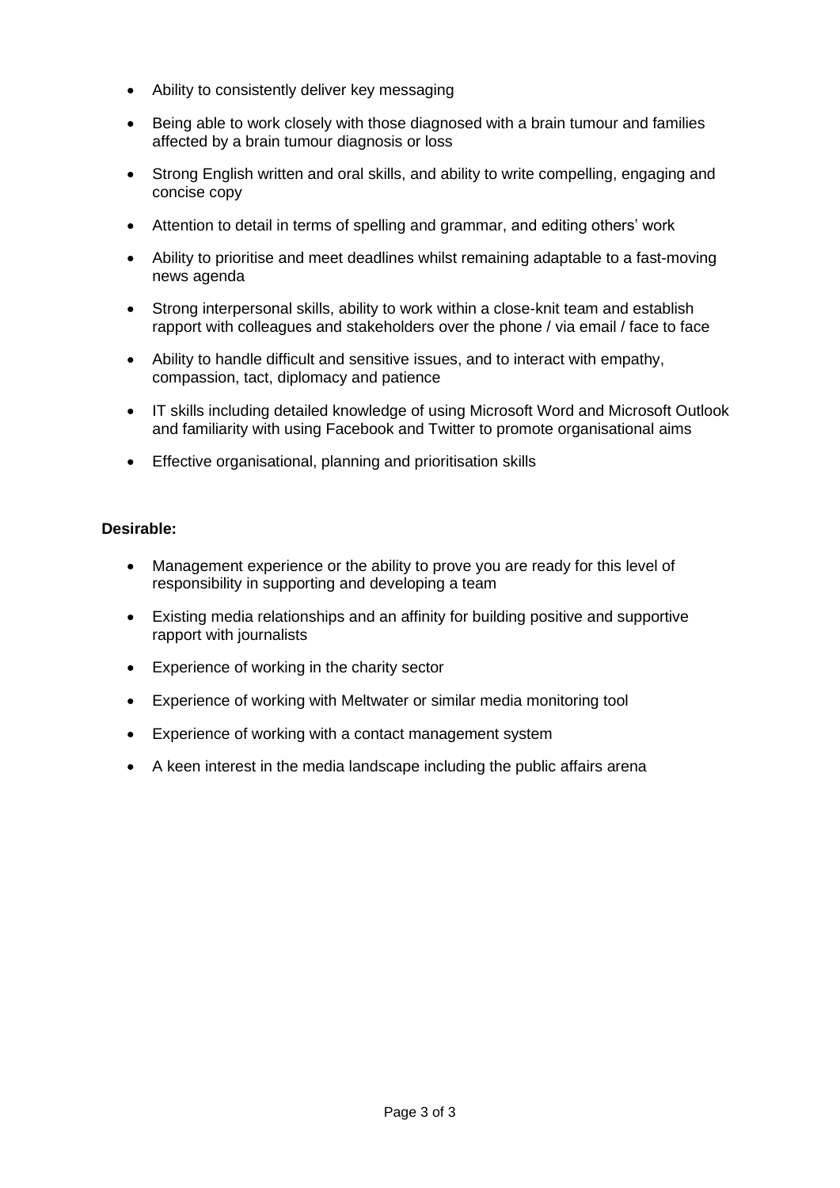- Ability to consistently deliver key messaging
- Being able to work closely with those diagnosed with a brain tumour and families affected by a brain tumour diagnosis or loss
- Strong English written and oral skills, and ability to write compelling, engaging and concise copy
- Attention to detail in terms of spelling and grammar, and editing others' work
- Ability to prioritise and meet deadlines whilst remaining adaptable to a fast-moving news agenda
- Strong interpersonal skills, ability to work within a close-knit team and establish rapport with colleagues and stakeholders over the phone / via email / face to face
- Ability to handle difficult and sensitive issues, and to interact with empathy, compassion, tact, diplomacy and patience
- IT skills including detailed knowledge of using Microsoft Word and Microsoft Outlook and familiarity with using Facebook and Twitter to promote organisational aims
- Effective organisational, planning and prioritisation skills

**Desirable:**

- Management experience or the ability to prove you are ready for this level of responsibility in supporting and developing a team
- Existing media relationships and an affinity for building positive and supportive rapport with journalists
- Experience of working in the charity sector
- Experience of working with Meltwater or similar media monitoring tool
- Experience of working with a contact management system
- A keen interest in the media landscape including the public affairs arena